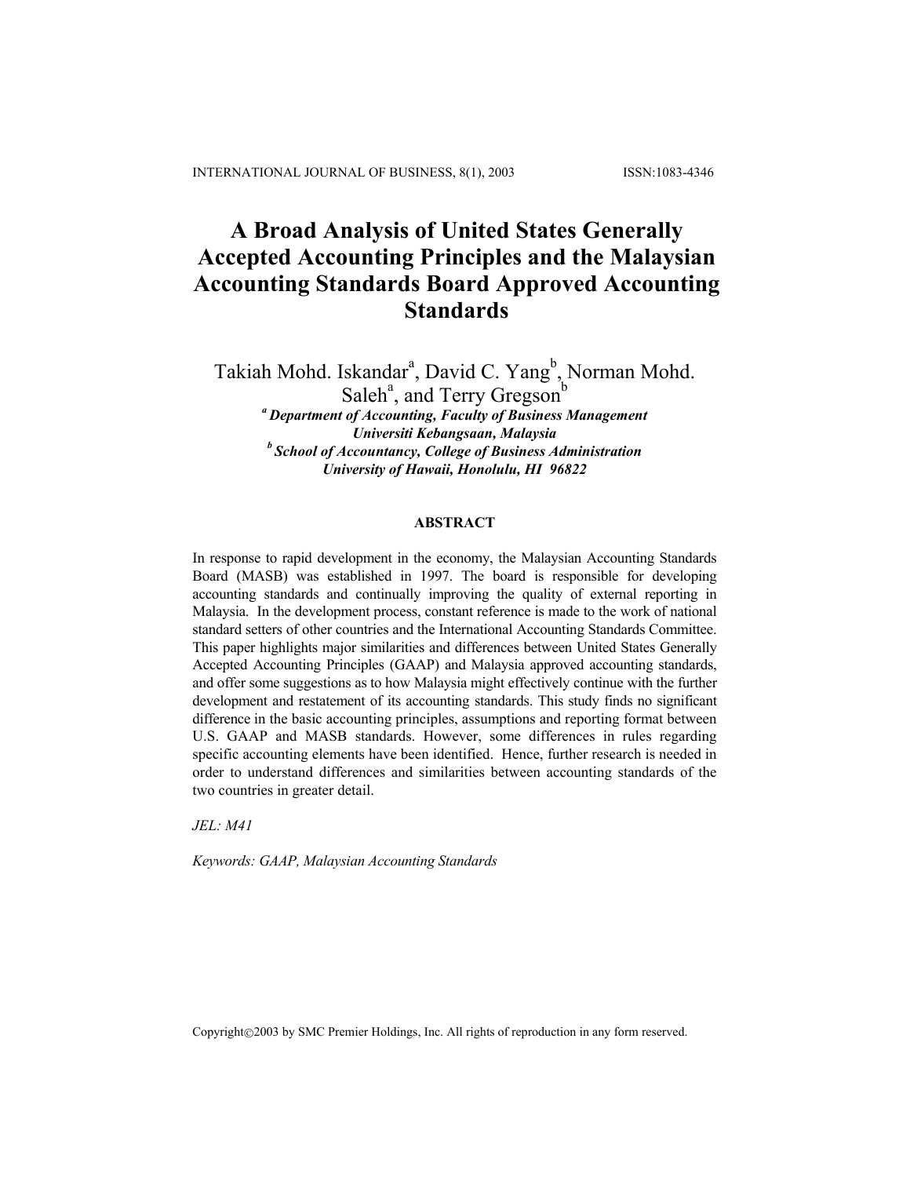# A Broad Analysis of United States Generally Accepted Accounting Principles and the Malaysian Accounting Standards Board Approved Accounting Standards

Takiah Mohd. Iskandar[a], David C. Yang[b], Norman Mohd. Saleh[a], and Terry Gregson[b]

[a] *Department of Accounting, Faculty of Business Management*
*Universiti Kebangsaan, Malaysia*
[b] *School of Accountancy, College of Business Administration*
*University of Hawaii, Honolulu, HI 96822*

## ABSTRACT

In response to rapid development in the economy, the Malaysian Accounting Standards Board (MASB) was established in 1997. The board is responsible for developing accounting standards and continually improving the quality of external reporting in Malaysia. In the development process, constant reference is made to the work of national standard setters of other countries and the International Accounting Standards Committee. This paper highlights major similarities and differences between United States Generally Accepted Accounting Principles (GAAP) and Malaysia approved accounting standards, and offer some suggestions as to how Malaysia might effectively continue with the further development and restatement of its accounting standards. This study finds no significant difference in the basic accounting principles, assumptions and reporting format between U.S. GAAP and MASB standards. However, some differences in rules regarding specific accounting elements have been identified. Hence, further research is needed in order to understand differences and similarities between accounting standards of the two countries in greater detail.

*JEL: M41*

*Keywords: GAAP, Malaysian Accounting Standards*

Copyright©2003 by SMC Premier Holdings, Inc. All rights of reproduction in any form reserved.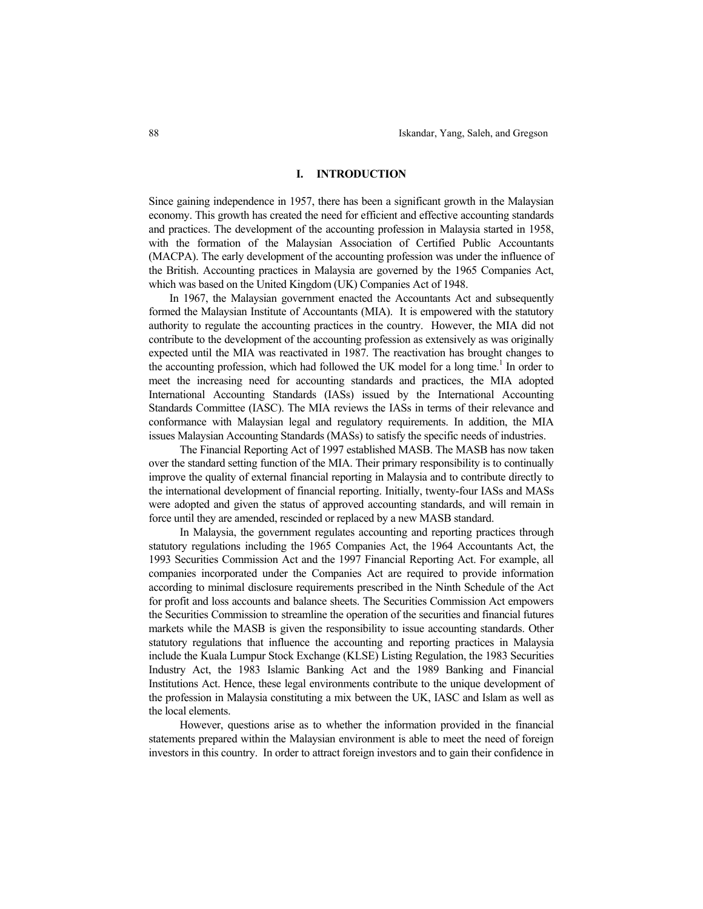## I. INTRODUCTION

Since gaining independence in 1957, there has been a significant growth in the Malaysian economy. This growth has created the need for efficient and effective accounting standards and practices. The development of the accounting profession in Malaysia started in 1958, with the formation of the Malaysian Association of Certified Public Accountants (MACPA). The early development of the accounting profession was under the influence of the British. Accounting practices in Malaysia are governed by the 1965 Companies Act, which was based on the United Kingdom (UK) Companies Act of 1948.

In 1967, the Malaysian government enacted the Accountants Act and subsequently formed the Malaysian Institute of Accountants (MIA). It is empowered with the statutory authority to regulate the accounting practices in the country. However, the MIA did not contribute to the development of the accounting profession as extensively as was originally expected until the MIA was reactivated in 1987. The reactivation has brought changes to the accounting profession, which had followed the UK model for a long time.[1] In order to meet the increasing need for accounting standards and practices, the MIA adopted International Accounting Standards (IASs) issued by the International Accounting Standards Committee (IASC). The MIA reviews the IASs in terms of their relevance and conformance with Malaysian legal and regulatory requirements. In addition, the MIA issues Malaysian Accounting Standards (MASs) to satisfy the specific needs of industries.

The Financial Reporting Act of 1997 established MASB. The MASB has now taken over the standard setting function of the MIA. Their primary responsibility is to continually improve the quality of external financial reporting in Malaysia and to contribute directly to the international development of financial reporting. Initially, twenty-four IASs and MASs were adopted and given the status of approved accounting standards, and will remain in force until they are amended, rescinded or replaced by a new MASB standard.

In Malaysia, the government regulates accounting and reporting practices through statutory regulations including the 1965 Companies Act, the 1964 Accountants Act, the 1993 Securities Commission Act and the 1997 Financial Reporting Act. For example, all companies incorporated under the Companies Act are required to provide information according to minimal disclosure requirements prescribed in the Ninth Schedule of the Act for profit and loss accounts and balance sheets. The Securities Commission Act empowers the Securities Commission to streamline the operation of the securities and financial futures markets while the MASB is given the responsibility to issue accounting standards. Other statutory regulations that influence the accounting and reporting practices in Malaysia include the Kuala Lumpur Stock Exchange (KLSE) Listing Regulation, the 1983 Securities Industry Act, the 1983 Islamic Banking Act and the 1989 Banking and Financial Institutions Act. Hence, these legal environments contribute to the unique development of the profession in Malaysia constituting a mix between the UK, IASC and Islam as well as the local elements.

However, questions arise as to whether the information provided in the financial statements prepared within the Malaysian environment is able to meet the need of foreign investors in this country. In order to attract foreign investors and to gain their confidence in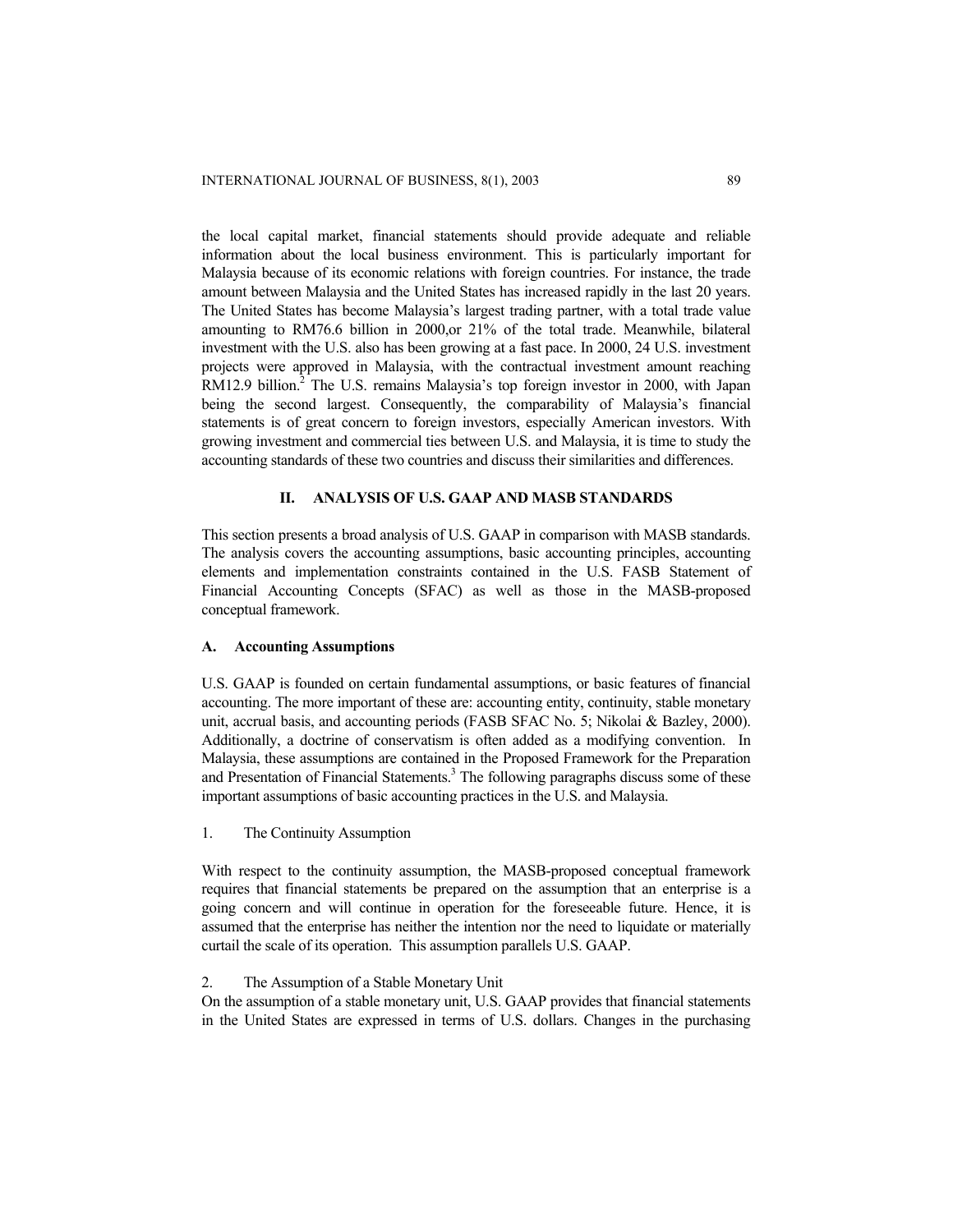the local capital market, financial statements should provide adequate and reliable information about the local business environment. This is particularly important for Malaysia because of its economic relations with foreign countries. For instance, the trade amount between Malaysia and the United States has increased rapidly in the last 20 years. The United States has become Malaysia's largest trading partner, with a total trade value amounting to RM76.6 billion in 2000,or 21% of the total trade. Meanwhile, bilateral investment with the U.S. also has been growing at a fast pace. In 2000, 24 U.S. investment projects were approved in Malaysia, with the contractual investment amount reaching RM12.9 billion.[2] The U.S. remains Malaysia's top foreign investor in 2000, with Japan being the second largest. Consequently, the comparability of Malaysia's financial statements is of great concern to foreign investors, especially American investors. With growing investment and commercial ties between U.S. and Malaysia, it is time to study the accounting standards of these two countries and discuss their similarities and differences.

## II. ANALYSIS OF U.S. GAAP AND MASB STANDARDS

This section presents a broad analysis of U.S. GAAP in comparison with MASB standards. The analysis covers the accounting assumptions, basic accounting principles, accounting elements and implementation constraints contained in the U.S. FASB Statement of Financial Accounting Concepts (SFAC) as well as those in the MASB-proposed conceptual framework.

### A. Accounting Assumptions

U.S. GAAP is founded on certain fundamental assumptions, or basic features of financial accounting. The more important of these are: accounting entity, continuity, stable monetary unit, accrual basis, and accounting periods (FASB SFAC No. 5; Nikolai & Bazley, 2000). Additionally, a doctrine of conservatism is often added as a modifying convention. In Malaysia, these assumptions are contained in the Proposed Framework for the Preparation and Presentation of Financial Statements.[3] The following paragraphs discuss some of these important assumptions of basic accounting practices in the U.S. and Malaysia.

1. The Continuity Assumption

With respect to the continuity assumption, the MASB-proposed conceptual framework requires that financial statements be prepared on the assumption that an enterprise is a going concern and will continue in operation for the foreseeable future. Hence, it is assumed that the enterprise has neither the intention nor the need to liquidate or materially curtail the scale of its operation. This assumption parallels U.S. GAAP.

2. The Assumption of a Stable Monetary Unit

On the assumption of a stable monetary unit, U.S. GAAP provides that financial statements in the United States are expressed in terms of U.S. dollars. Changes in the purchasing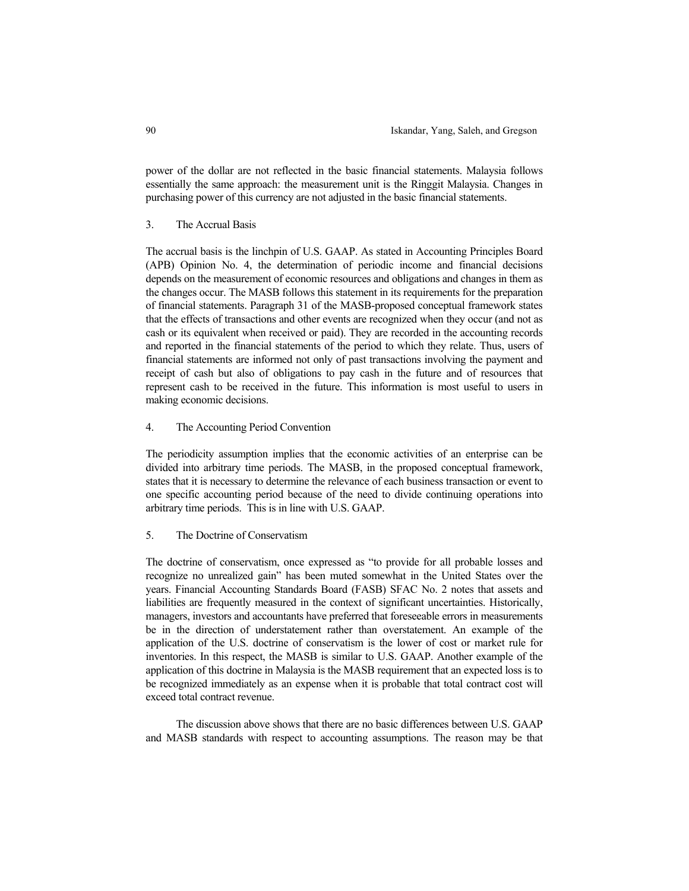power of the dollar are not reflected in the basic financial statements. Malaysia follows essentially the same approach: the measurement unit is the Ringgit Malaysia. Changes in purchasing power of this currency are not adjusted in the basic financial statements.

### 3. The Accrual Basis

The accrual basis is the linchpin of U.S. GAAP. As stated in Accounting Principles Board (APB) Opinion No. 4, the determination of periodic income and financial decisions depends on the measurement of economic resources and obligations and changes in them as the changes occur. The MASB follows this statement in its requirements for the preparation of financial statements. Paragraph 31 of the MASB-proposed conceptual framework states that the effects of transactions and other events are recognized when they occur (and not as cash or its equivalent when received or paid). They are recorded in the accounting records and reported in the financial statements of the period to which they relate. Thus, users of financial statements are informed not only of past transactions involving the payment and receipt of cash but also of obligations to pay cash in the future and of resources that represent cash to be received in the future. This information is most useful to users in making economic decisions.

### 4. The Accounting Period Convention

The periodicity assumption implies that the economic activities of an enterprise can be divided into arbitrary time periods. The MASB, in the proposed conceptual framework, states that it is necessary to determine the relevance of each business transaction or event to one specific accounting period because of the need to divide continuing operations into arbitrary time periods. This is in line with U.S. GAAP.

### 5. The Doctrine of Conservatism

The doctrine of conservatism, once expressed as "to provide for all probable losses and recognize no unrealized gain" has been muted somewhat in the United States over the years. Financial Accounting Standards Board (FASB) SFAC No. 2 notes that assets and liabilities are frequently measured in the context of significant uncertainties. Historically, managers, investors and accountants have preferred that foreseeable errors in measurements be in the direction of understatement rather than overstatement. An example of the application of the U.S. doctrine of conservatism is the lower of cost or market rule for inventories. In this respect, the MASB is similar to U.S. GAAP. Another example of the application of this doctrine in Malaysia is the MASB requirement that an expected loss is to be recognized immediately as an expense when it is probable that total contract cost will exceed total contract revenue.

The discussion above shows that there are no basic differences between U.S. GAAP and MASB standards with respect to accounting assumptions. The reason may be that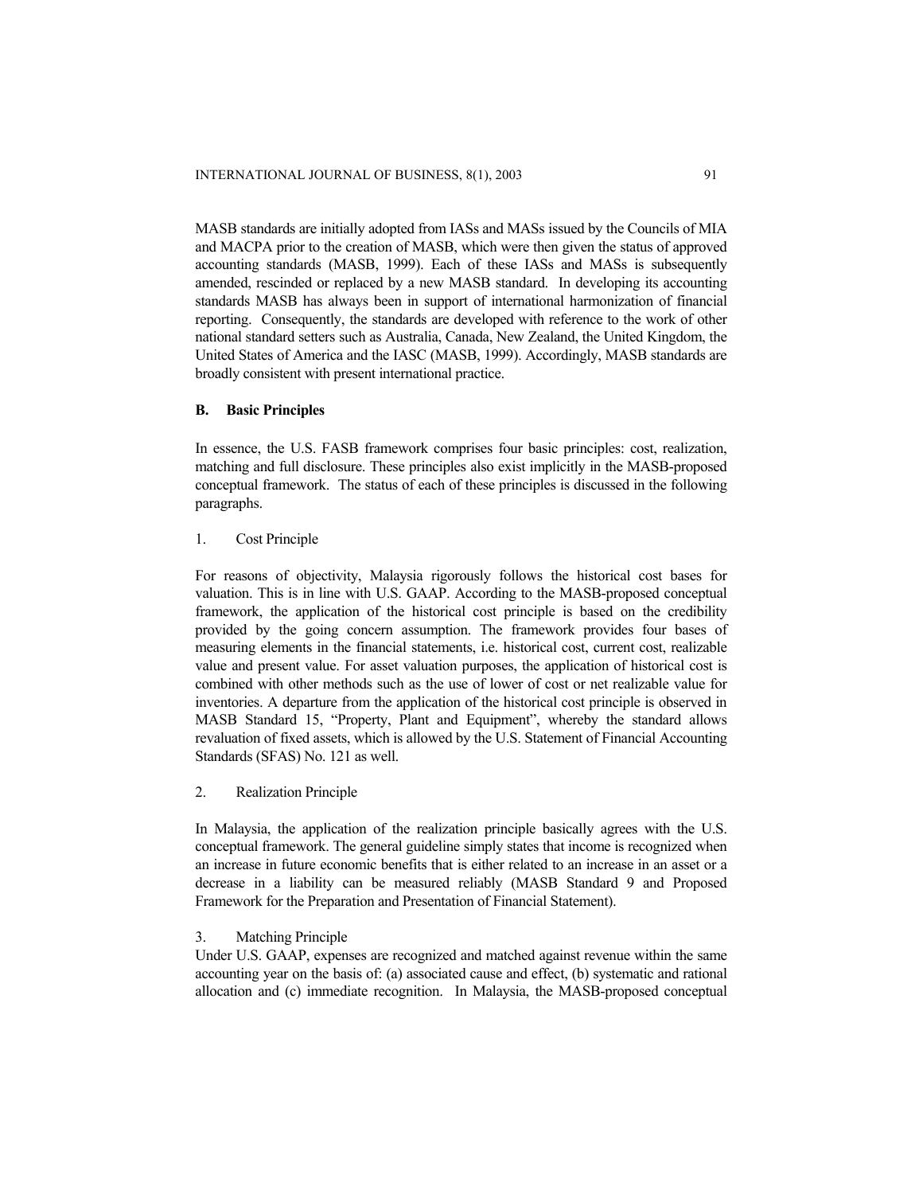MASB standards are initially adopted from IASs and MASs issued by the Councils of MIA and MACPA prior to the creation of MASB, which were then given the status of approved accounting standards (MASB, 1999). Each of these IASs and MASs is subsequently amended, rescinded or replaced by a new MASB standard. In developing its accounting standards MASB has always been in support of international harmonization of financial reporting. Consequently, the standards are developed with reference to the work of other national standard setters such as Australia, Canada, New Zealand, the United Kingdom, the United States of America and the IASC (MASB, 1999). Accordingly, MASB standards are broadly consistent with present international practice.

### B. Basic Principles

In essence, the U.S. FASB framework comprises four basic principles: cost, realization, matching and full disclosure. These principles also exist implicitly in the MASB-proposed conceptual framework. The status of each of these principles is discussed in the following paragraphs.

#### 1. Cost Principle

For reasons of objectivity, Malaysia rigorously follows the historical cost bases for valuation. This is in line with U.S. GAAP. According to the MASB-proposed conceptual framework, the application of the historical cost principle is based on the credibility provided by the going concern assumption. The framework provides four bases of measuring elements in the financial statements, i.e. historical cost, current cost, realizable value and present value. For asset valuation purposes, the application of historical cost is combined with other methods such as the use of lower of cost or net realizable value for inventories. A departure from the application of the historical cost principle is observed in MASB Standard 15, "Property, Plant and Equipment", whereby the standard allows revaluation of fixed assets, which is allowed by the U.S. Statement of Financial Accounting Standards (SFAS) No. 121 as well.

#### 2. Realization Principle

In Malaysia, the application of the realization principle basically agrees with the U.S. conceptual framework. The general guideline simply states that income is recognized when an increase in future economic benefits that is either related to an increase in an asset or a decrease in a liability can be measured reliably (MASB Standard 9 and Proposed Framework for the Preparation and Presentation of Financial Statement).

#### 3. Matching Principle

Under U.S. GAAP, expenses are recognized and matched against revenue within the same accounting year on the basis of: (a) associated cause and effect, (b) systematic and rational allocation and (c) immediate recognition. In Malaysia, the MASB-proposed conceptual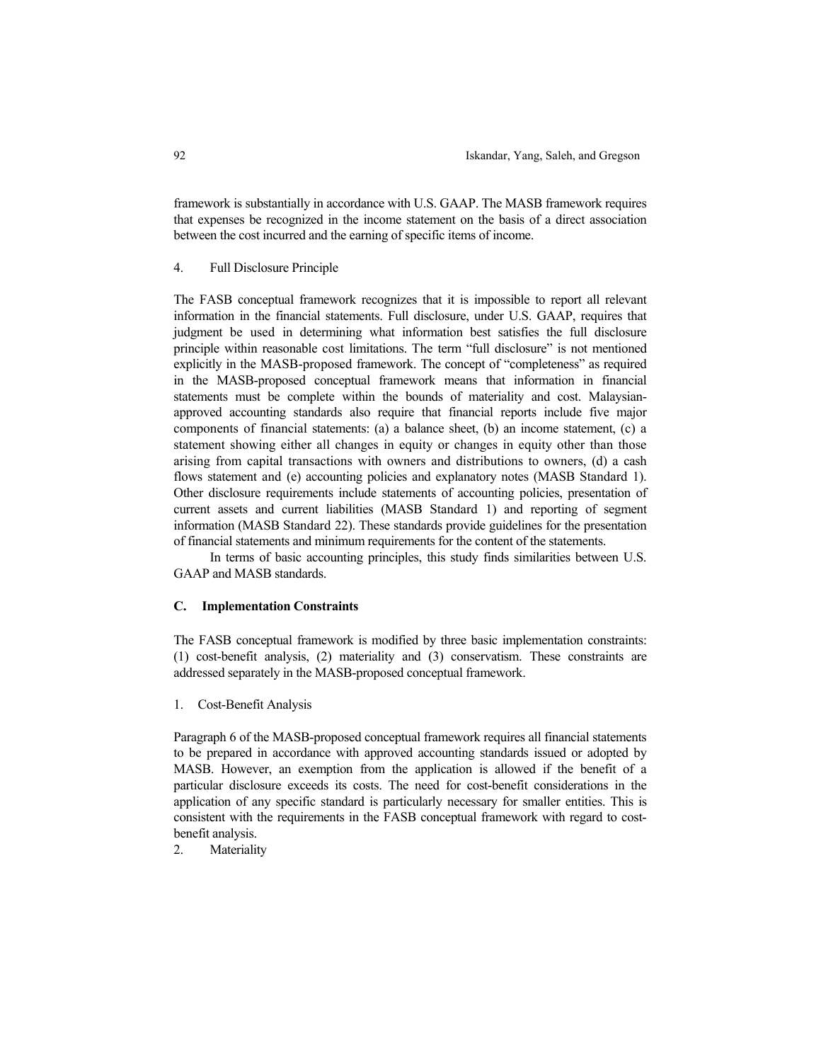framework is substantially in accordance with U.S. GAAP. The MASB framework requires that expenses be recognized in the income statement on the basis of a direct association between the cost incurred and the earning of specific items of income.

4. Full Disclosure Principle

The FASB conceptual framework recognizes that it is impossible to report all relevant information in the financial statements. Full disclosure, under U.S. GAAP, requires that judgment be used in determining what information best satisfies the full disclosure principle within reasonable cost limitations. The term "full disclosure" is not mentioned explicitly in the MASB-proposed framework. The concept of "completeness" as required in the MASB-proposed conceptual framework means that information in financial statements must be complete within the bounds of materiality and cost. Malaysian-approved accounting standards also require that financial reports include five major components of financial statements: (a) a balance sheet, (b) an income statement, (c) a statement showing either all changes in equity or changes in equity other than those arising from capital transactions with owners and distributions to owners, (d) a cash flows statement and (e) accounting policies and explanatory notes (MASB Standard 1). Other disclosure requirements include statements of accounting policies, presentation of current assets and current liabilities (MASB Standard 1) and reporting of segment information (MASB Standard 22). These standards provide guidelines for the presentation of financial statements and minimum requirements for the content of the statements.

In terms of basic accounting principles, this study finds similarities between U.S. GAAP and MASB standards.

### C. Implementation Constraints

The FASB conceptual framework is modified by three basic implementation constraints: (1) cost-benefit analysis, (2) materiality and (3) conservatism. These constraints are addressed separately in the MASB-proposed conceptual framework.

1. Cost-Benefit Analysis

Paragraph 6 of the MASB-proposed conceptual framework requires all financial statements to be prepared in accordance with approved accounting standards issued or adopted by MASB. However, an exemption from the application is allowed if the benefit of a particular disclosure exceeds its costs. The need for cost-benefit considerations in the application of any specific standard is particularly necessary for smaller entities. This is consistent with the requirements in the FASB conceptual framework with regard to cost-benefit analysis.

2. Materiality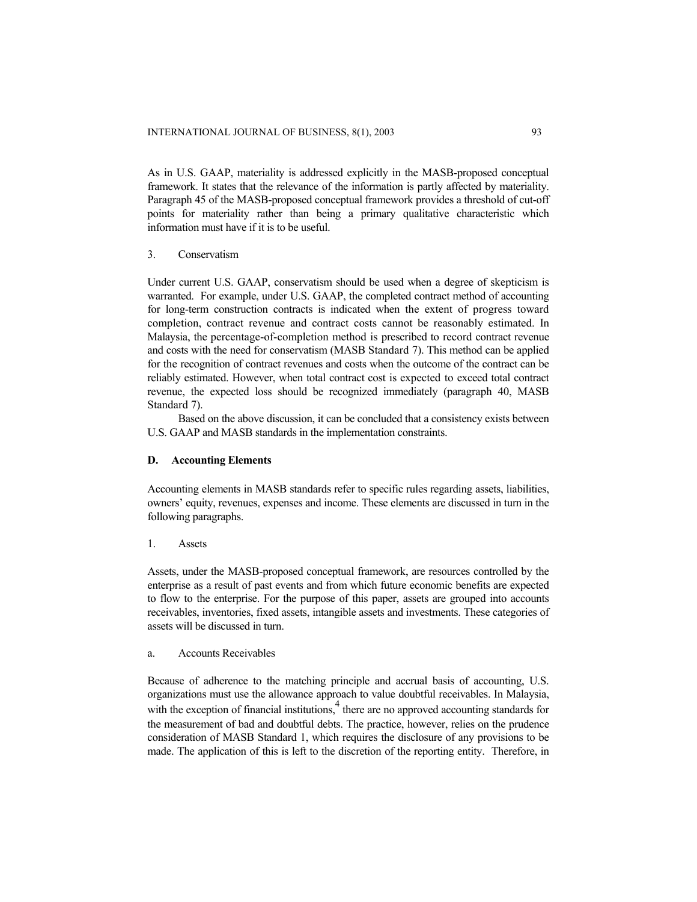As in U.S. GAAP, materiality is addressed explicitly in the MASB-proposed conceptual framework. It states that the relevance of the information is partly affected by materiality. Paragraph 45 of the MASB-proposed conceptual framework provides a threshold of cut-off points for materiality rather than being a primary qualitative characteristic which information must have if it is to be useful.

### 3. Conservatism

Under current U.S. GAAP, conservatism should be used when a degree of skepticism is warranted. For example, under U.S. GAAP, the completed contract method of accounting for long-term construction contracts is indicated when the extent of progress toward completion, contract revenue and contract costs cannot be reasonably estimated. In Malaysia, the percentage-of-completion method is prescribed to record contract revenue and costs with the need for conservatism (MASB Standard 7). This method can be applied for the recognition of contract revenues and costs when the outcome of the contract can be reliably estimated. However, when total contract cost is expected to exceed total contract revenue, the expected loss should be recognized immediately (paragraph 40, MASB Standard 7).

Based on the above discussion, it can be concluded that a consistency exists between U.S. GAAP and MASB standards in the implementation constraints.

## D. Accounting Elements

Accounting elements in MASB standards refer to specific rules regarding assets, liabilities, owners' equity, revenues, expenses and income. These elements are discussed in turn in the following paragraphs.

### 1. Assets

Assets, under the MASB-proposed conceptual framework, are resources controlled by the enterprise as a result of past events and from which future economic benefits are expected to flow to the enterprise. For the purpose of this paper, assets are grouped into accounts receivables, inventories, fixed assets, intangible assets and investments. These categories of assets will be discussed in turn.

#### a. Accounts Receivables

Because of adherence to the matching principle and accrual basis of accounting, U.S. organizations must use the allowance approach to value doubtful receivables. In Malaysia, with the exception of financial institutions,[4] there are no approved accounting standards for the measurement of bad and doubtful debts. The practice, however, relies on the prudence consideration of MASB Standard 1, which requires the disclosure of any provisions to be made. The application of this is left to the discretion of the reporting entity. Therefore, in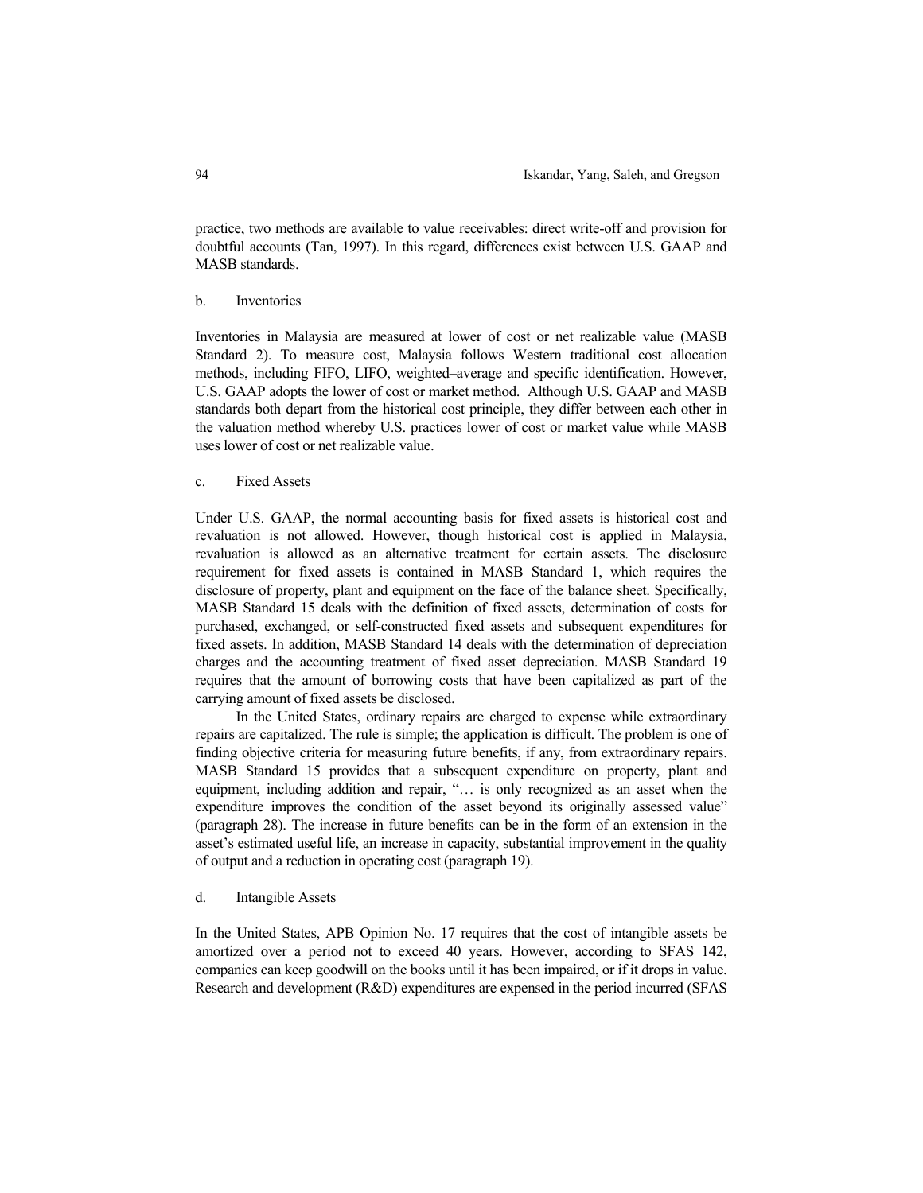practice, two methods are available to value receivables: direct write-off and provision for doubtful accounts (Tan, 1997). In this regard, differences exist between U.S. GAAP and MASB standards.

### b. Inventories

Inventories in Malaysia are measured at lower of cost or net realizable value (MASB Standard 2). To measure cost, Malaysia follows Western traditional cost allocation methods, including FIFO, LIFO, weighted–average and specific identification. However, U.S. GAAP adopts the lower of cost or market method. Although U.S. GAAP and MASB standards both depart from the historical cost principle, they differ between each other in the valuation method whereby U.S. practices lower of cost or market value while MASB uses lower of cost or net realizable value.

### c. Fixed Assets

Under U.S. GAAP, the normal accounting basis for fixed assets is historical cost and revaluation is not allowed. However, though historical cost is applied in Malaysia, revaluation is allowed as an alternative treatment for certain assets. The disclosure requirement for fixed assets is contained in MASB Standard 1, which requires the disclosure of property, plant and equipment on the face of the balance sheet. Specifically, MASB Standard 15 deals with the definition of fixed assets, determination of costs for purchased, exchanged, or self-constructed fixed assets and subsequent expenditures for fixed assets. In addition, MASB Standard 14 deals with the determination of depreciation charges and the accounting treatment of fixed asset depreciation. MASB Standard 19 requires that the amount of borrowing costs that have been capitalized as part of the carrying amount of fixed assets be disclosed.

In the United States, ordinary repairs are charged to expense while extraordinary repairs are capitalized. The rule is simple; the application is difficult. The problem is one of finding objective criteria for measuring future benefits, if any, from extraordinary repairs. MASB Standard 15 provides that a subsequent expenditure on property, plant and equipment, including addition and repair, "… is only recognized as an asset when the expenditure improves the condition of the asset beyond its originally assessed value" (paragraph 28). The increase in future benefits can be in the form of an extension in the asset's estimated useful life, an increase in capacity, substantial improvement in the quality of output and a reduction in operating cost (paragraph 19).

### d. Intangible Assets

In the United States, APB Opinion No. 17 requires that the cost of intangible assets be amortized over a period not to exceed 40 years. However, according to SFAS 142, companies can keep goodwill on the books until it has been impaired, or if it drops in value. Research and development (R&D) expenditures are expensed in the period incurred (SFAS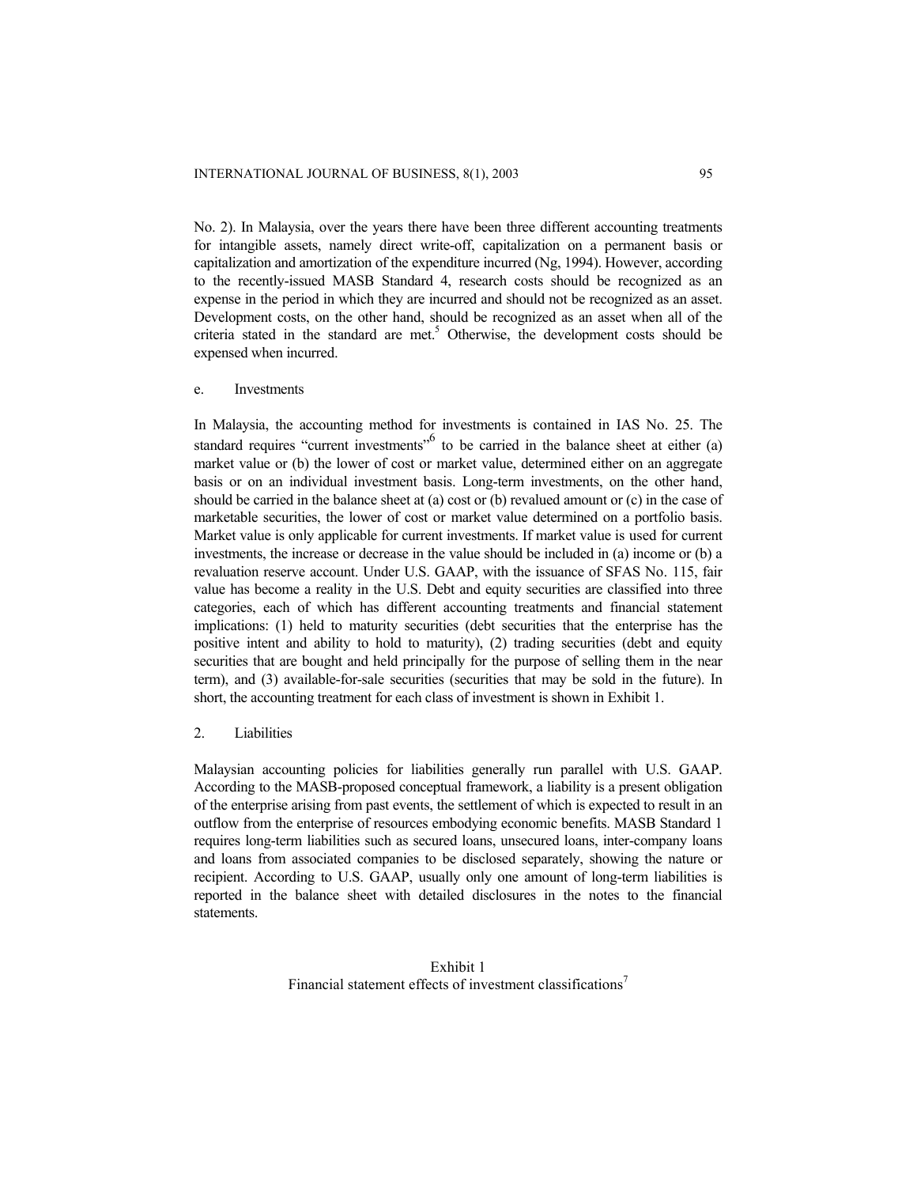No. 2). In Malaysia, over the years there have been three different accounting treatments for intangible assets, namely direct write-off, capitalization on a permanent basis or capitalization and amortization of the expenditure incurred (Ng, 1994). However, according to the recently-issued MASB Standard 4, research costs should be recognized as an expense in the period in which they are incurred and should not be recognized as an asset. Development costs, on the other hand, should be recognized as an asset when all of the criteria stated in the standard are met.[5] Otherwise, the development costs should be expensed when incurred.

e. Investments

In Malaysia, the accounting method for investments is contained in IAS No. 25. The standard requires "current investments"[6] to be carried in the balance sheet at either (a) market value or (b) the lower of cost or market value, determined either on an aggregate basis or on an individual investment basis. Long-term investments, on the other hand, should be carried in the balance sheet at (a) cost or (b) revalued amount or (c) in the case of marketable securities, the lower of cost or market value determined on a portfolio basis. Market value is only applicable for current investments. If market value is used for current investments, the increase or decrease in the value should be included in (a) income or (b) a revaluation reserve account. Under U.S. GAAP, with the issuance of SFAS No. 115, fair value has become a reality in the U.S. Debt and equity securities are classified into three categories, each of which has different accounting treatments and financial statement implications: (1) held to maturity securities (debt securities that the enterprise has the positive intent and ability to hold to maturity), (2) trading securities (debt and equity securities that are bought and held principally for the purpose of selling them in the near term), and (3) available-for-sale securities (securities that may be sold in the future). In short, the accounting treatment for each class of investment is shown in Exhibit 1.

2. Liabilities

Malaysian accounting policies for liabilities generally run parallel with U.S. GAAP. According to the MASB-proposed conceptual framework, a liability is a present obligation of the enterprise arising from past events, the settlement of which is expected to result in an outflow from the enterprise of resources embodying economic benefits. MASB Standard 1 requires long-term liabilities such as secured loans, unsecured loans, inter-company loans and loans from associated companies to be disclosed separately, showing the nature or recipient. According to U.S. GAAP, usually only one amount of long-term liabilities is reported in the balance sheet with detailed disclosures in the notes to the financial statements.

Exhibit 1
Financial statement effects of investment classifications[7]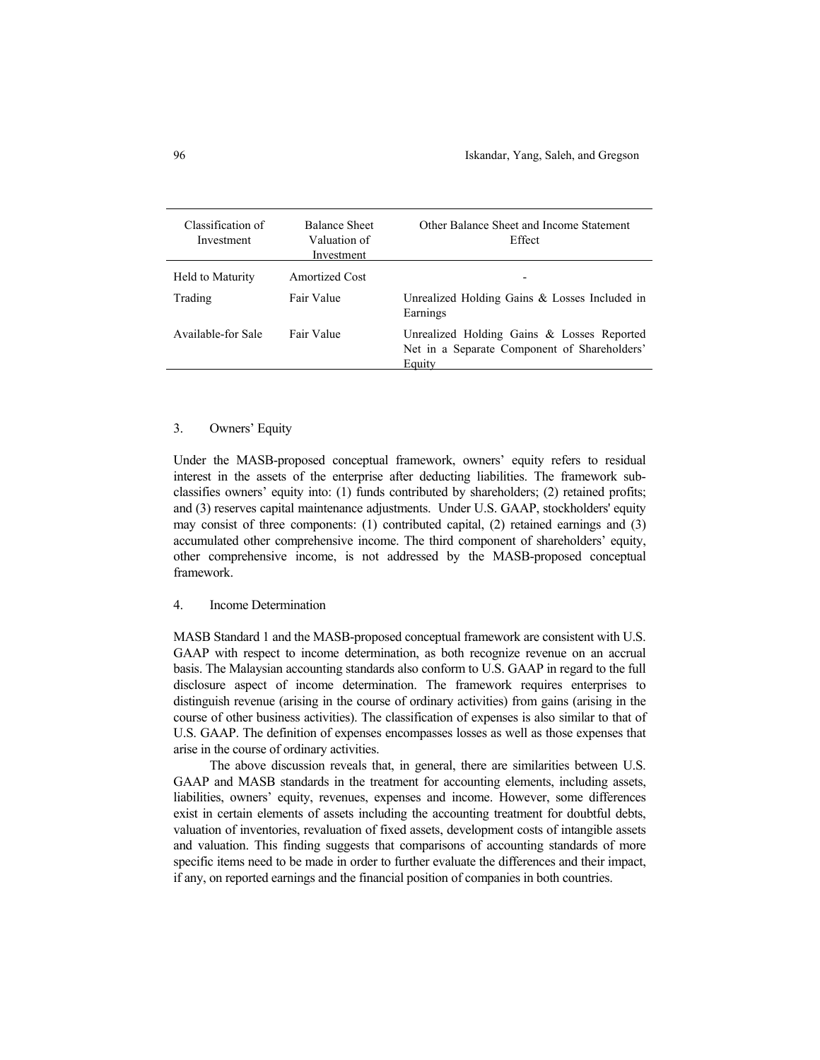| Classification of Investment | Balance Sheet Valuation of Investment | Other Balance Sheet and Income Statement Effect |
|---|---|---|
| Held to Maturity | Amortized Cost | - |
| Trading | Fair Value | Unrealized Holding Gains & Losses Included in Earnings |
| Available-for Sale | Fair Value | Unrealized Holding Gains & Losses Reported Net in a Separate Component of Shareholders' Equity |

3. Owners' Equity

Under the MASB-proposed conceptual framework, owners' equity refers to residual interest in the assets of the enterprise after deducting liabilities. The framework sub-classifies owners' equity into: (1) funds contributed by shareholders; (2) retained profits; and (3) reserves capital maintenance adjustments. Under U.S. GAAP, stockholders' equity may consist of three components: (1) contributed capital, (2) retained earnings and (3) accumulated other comprehensive income. The third component of shareholders' equity, other comprehensive income, is not addressed by the MASB-proposed conceptual framework.

4. Income Determination

MASB Standard 1 and the MASB-proposed conceptual framework are consistent with U.S. GAAP with respect to income determination, as both recognize revenue on an accrual basis. The Malaysian accounting standards also conform to U.S. GAAP in regard to the full disclosure aspect of income determination. The framework requires enterprises to distinguish revenue (arising in the course of ordinary activities) from gains (arising in the course of other business activities). The classification of expenses is also similar to that of U.S. GAAP. The definition of expenses encompasses losses as well as those expenses that arise in the course of ordinary activities.

The above discussion reveals that, in general, there are similarities between U.S. GAAP and MASB standards in the treatment for accounting elements, including assets, liabilities, owners' equity, revenues, expenses and income. However, some differences exist in certain elements of assets including the accounting treatment for doubtful debts, valuation of inventories, revaluation of fixed assets, development costs of intangible assets and valuation. This finding suggests that comparisons of accounting standards of more specific items need to be made in order to further evaluate the differences and their impact, if any, on reported earnings and the financial position of companies in both countries.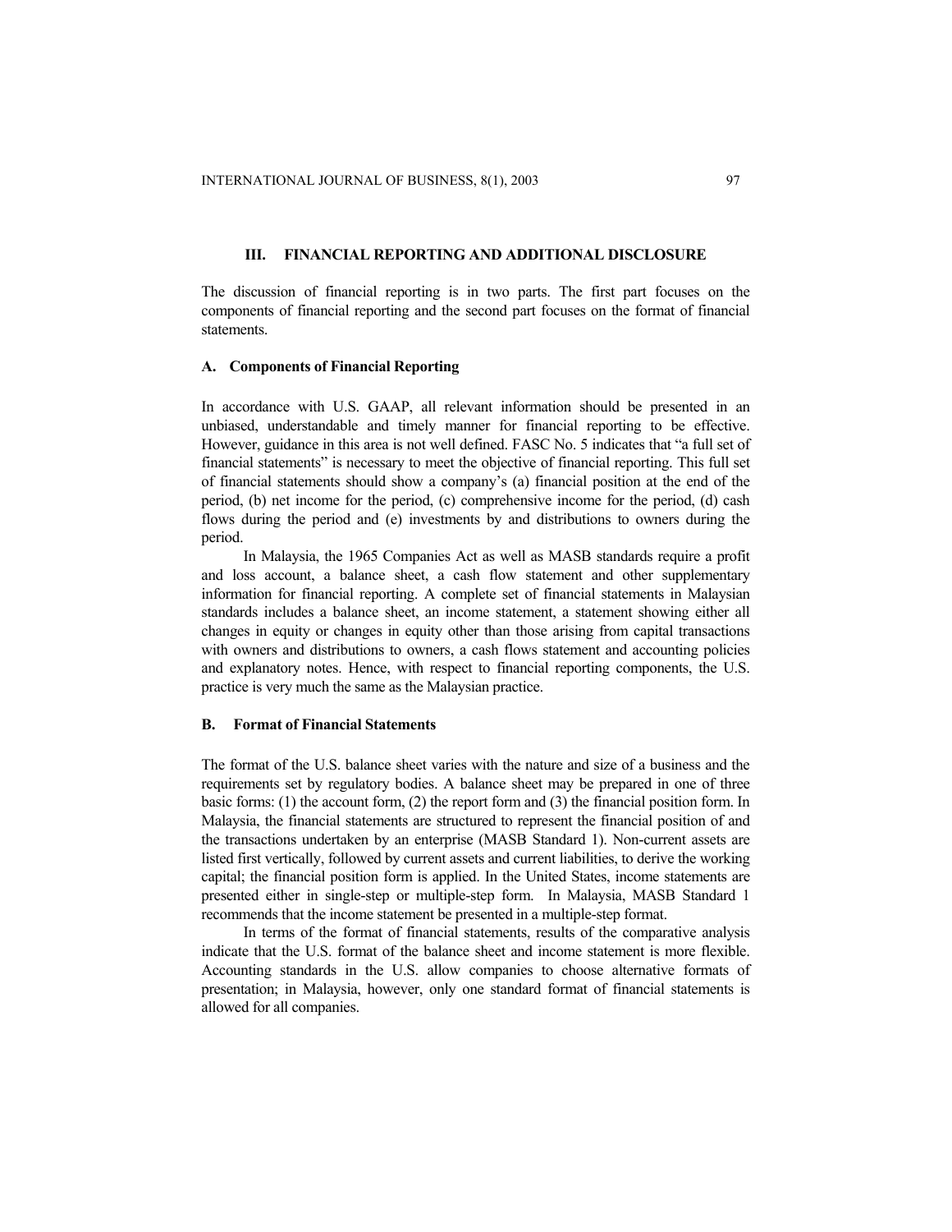## III. FINANCIAL REPORTING AND ADDITIONAL DISCLOSURE

The discussion of financial reporting is in two parts. The first part focuses on the components of financial reporting and the second part focuses on the format of financial statements.

### A. Components of Financial Reporting

In accordance with U.S. GAAP, all relevant information should be presented in an unbiased, understandable and timely manner for financial reporting to be effective. However, guidance in this area is not well defined. FASC No. 5 indicates that "a full set of financial statements" is necessary to meet the objective of financial reporting. This full set of financial statements should show a company's (a) financial position at the end of the period, (b) net income for the period, (c) comprehensive income for the period, (d) cash flows during the period and (e) investments by and distributions to owners during the period.

In Malaysia, the 1965 Companies Act as well as MASB standards require a profit and loss account, a balance sheet, a cash flow statement and other supplementary information for financial reporting. A complete set of financial statements in Malaysian standards includes a balance sheet, an income statement, a statement showing either all changes in equity or changes in equity other than those arising from capital transactions with owners and distributions to owners, a cash flows statement and accounting policies and explanatory notes. Hence, with respect to financial reporting components, the U.S. practice is very much the same as the Malaysian practice.

### B. Format of Financial Statements

The format of the U.S. balance sheet varies with the nature and size of a business and the requirements set by regulatory bodies. A balance sheet may be prepared in one of three basic forms: (1) the account form, (2) the report form and (3) the financial position form. In Malaysia, the financial statements are structured to represent the financial position of and the transactions undertaken by an enterprise (MASB Standard 1). Non-current assets are listed first vertically, followed by current assets and current liabilities, to derive the working capital; the financial position form is applied. In the United States, income statements are presented either in single-step or multiple-step form. In Malaysia, MASB Standard 1 recommends that the income statement be presented in a multiple-step format.

In terms of the format of financial statements, results of the comparative analysis indicate that the U.S. format of the balance sheet and income statement is more flexible. Accounting standards in the U.S. allow companies to choose alternative formats of presentation; in Malaysia, however, only one standard format of financial statements is allowed for all companies.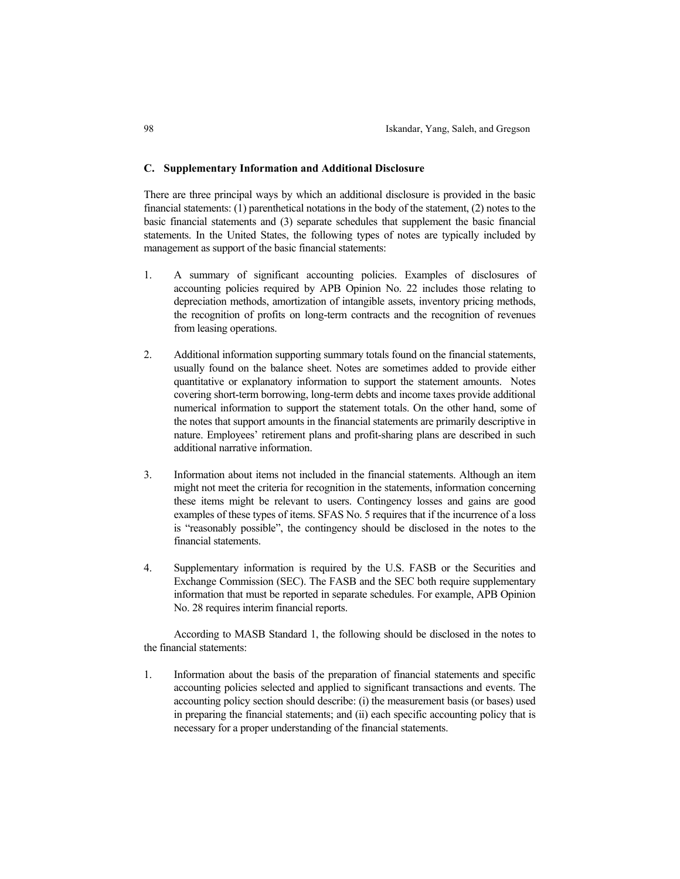### C. Supplementary Information and Additional Disclosure

There are three principal ways by which an additional disclosure is provided in the basic financial statements: (1) parenthetical notations in the body of the statement, (2) notes to the basic financial statements and (3) separate schedules that supplement the basic financial statements. In the United States, the following types of notes are typically included by management as support of the basic financial statements:

1. A summary of significant accounting policies. Examples of disclosures of accounting policies required by APB Opinion No. 22 includes those relating to depreciation methods, amortization of intangible assets, inventory pricing methods, the recognition of profits on long-term contracts and the recognition of revenues from leasing operations.

2. Additional information supporting summary totals found on the financial statements, usually found on the balance sheet. Notes are sometimes added to provide either quantitative or explanatory information to support the statement amounts. Notes covering short-term borrowing, long-term debts and income taxes provide additional numerical information to support the statement totals. On the other hand, some of the notes that support amounts in the financial statements are primarily descriptive in nature. Employees' retirement plans and profit-sharing plans are described in such additional narrative information.

3. Information about items not included in the financial statements. Although an item might not meet the criteria for recognition in the statements, information concerning these items might be relevant to users. Contingency losses and gains are good examples of these types of items. SFAS No. 5 requires that if the incurrence of a loss is "reasonably possible", the contingency should be disclosed in the notes to the financial statements.

4. Supplementary information is required by the U.S. FASB or the Securities and Exchange Commission (SEC). The FASB and the SEC both require supplementary information that must be reported in separate schedules. For example, APB Opinion No. 28 requires interim financial reports.

According to MASB Standard 1, the following should be disclosed in the notes to the financial statements:

1. Information about the basis of the preparation of financial statements and specific accounting policies selected and applied to significant transactions and events. The accounting policy section should describe: (i) the measurement basis (or bases) used in preparing the financial statements; and (ii) each specific accounting policy that is necessary for a proper understanding of the financial statements.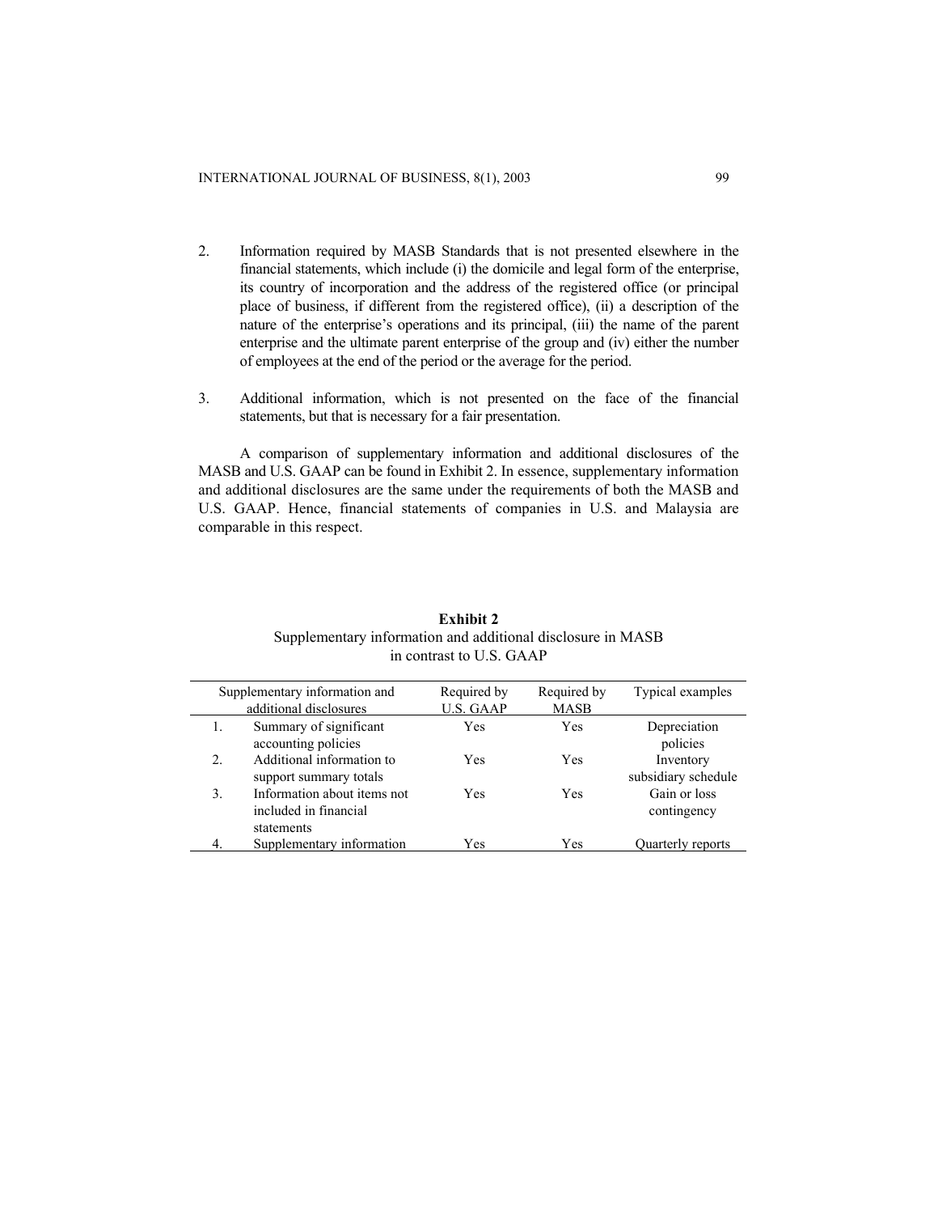2. Information required by MASB Standards that is not presented elsewhere in the financial statements, which include (i) the domicile and legal form of the enterprise, its country of incorporation and the address of the registered office (or principal place of business, if different from the registered office), (ii) a description of the nature of the enterprise's operations and its principal, (iii) the name of the parent enterprise and the ultimate parent enterprise of the group and (iv) either the number of employees at the end of the period or the average for the period.

3. Additional information, which is not presented on the face of the financial statements, but that is necessary for a fair presentation.

A comparison of supplementary information and additional disclosures of the MASB and U.S. GAAP can be found in Exhibit 2. In essence, supplementary information and additional disclosures are the same under the requirements of both the MASB and U.S. GAAP. Hence, financial statements of companies in U.S. and Malaysia are comparable in this respect.

**Exhibit 2**
Supplementary information and additional disclosure in MASB in contrast to U.S. GAAP

| | Supplementary information and additional disclosures | Required by U.S. GAAP | Required by MASB | Typical examples |
|---|---|---|---|---|
| 1. | Summary of significant accounting policies | Yes | Yes | Depreciation policies |
| 2. | Additional information to support summary totals | Yes | Yes | Inventory subsidiary schedule |
| 3. | Information about items not included in financial statements | Yes | Yes | Gain or loss contingency |
| 4. | Supplementary information | Yes | Yes | Quarterly reports |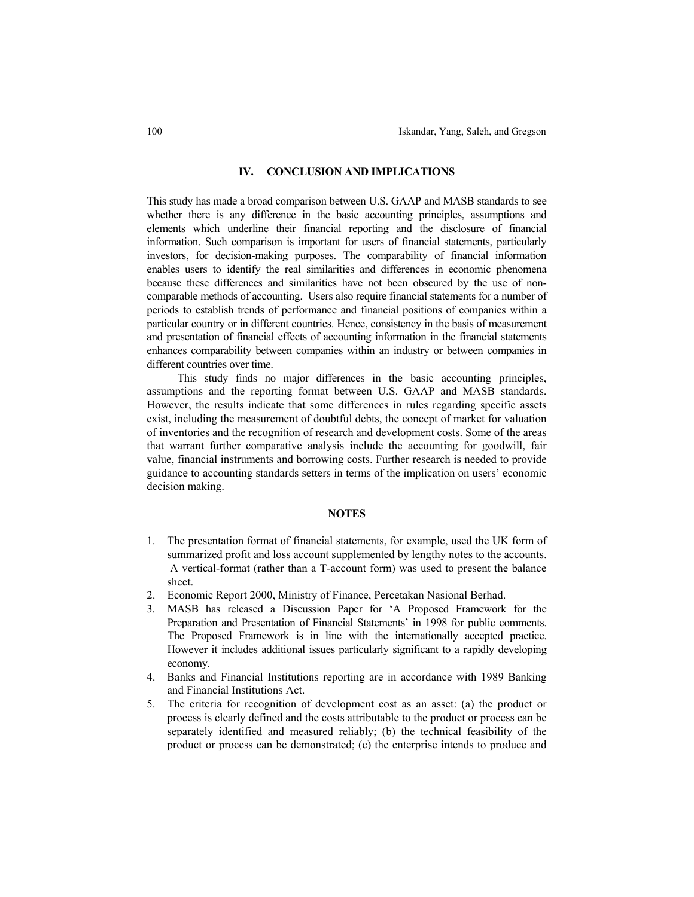## IV. CONCLUSION AND IMPLICATIONS

This study has made a broad comparison between U.S. GAAP and MASB standards to see whether there is any difference in the basic accounting principles, assumptions and elements which underline their financial reporting and the disclosure of financial information. Such comparison is important for users of financial statements, particularly investors, for decision-making purposes. The comparability of financial information enables users to identify the real similarities and differences in economic phenomena because these differences and similarities have not been obscured by the use of non-comparable methods of accounting. Users also require financial statements for a number of periods to establish trends of performance and financial positions of companies within a particular country or in different countries. Hence, consistency in the basis of measurement and presentation of financial effects of accounting information in the financial statements enhances comparability between companies within an industry or between companies in different countries over time.

This study finds no major differences in the basic accounting principles, assumptions and the reporting format between U.S. GAAP and MASB standards. However, the results indicate that some differences in rules regarding specific assets exist, including the measurement of doubtful debts, the concept of market for valuation of inventories and the recognition of research and development costs. Some of the areas that warrant further comparative analysis include the accounting for goodwill, fair value, financial instruments and borrowing costs. Further research is needed to provide guidance to accounting standards setters in terms of the implication on users' economic decision making.

## NOTES

1. The presentation format of financial statements, for example, used the UK form of summarized profit and loss account supplemented by lengthy notes to the accounts. A vertical-format (rather than a T-account form) was used to present the balance sheet.
2. Economic Report 2000, Ministry of Finance, Percetakan Nasional Berhad.
3. MASB has released a Discussion Paper for 'A Proposed Framework for the Preparation and Presentation of Financial Statements' in 1998 for public comments. The Proposed Framework is in line with the internationally accepted practice. However it includes additional issues particularly significant to a rapidly developing economy.
4. Banks and Financial Institutions reporting are in accordance with 1989 Banking and Financial Institutions Act.
5. The criteria for recognition of development cost as an asset: (a) the product or process is clearly defined and the costs attributable to the product or process can be separately identified and measured reliably; (b) the technical feasibility of the product or process can be demonstrated; (c) the enterprise intends to produce and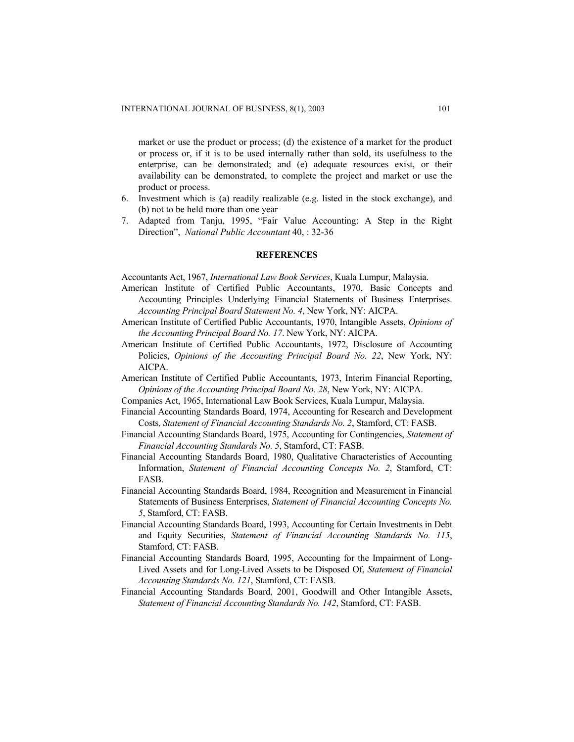market or use the product or process; (d) the existence of a market for the product or process or, if it is to be used internally rather than sold, its usefulness to the enterprise, can be demonstrated; and (e) adequate resources exist, or their availability can be demonstrated, to complete the project and market or use the product or process.

6. Investment which is (a) readily realizable (e.g. listed in the stock exchange), and (b) not to be held more than one year
7. Adapted from Tanju, 1995, "Fair Value Accounting: A Step in the Right Direction", *National Public Accountant* 40, : 32-36

## REFERENCES

Accountants Act, 1967, *International Law Book Services*, Kuala Lumpur, Malaysia.

American Institute of Certified Public Accountants, 1970, Basic Concepts and Accounting Principles Underlying Financial Statements of Business Enterprises. *Accounting Principal Board Statement No. 4*, New York, NY: AICPA.

American Institute of Certified Public Accountants, 1970, Intangible Assets, *Opinions of the Accounting Principal Board No. 17*. New York, NY: AICPA.

American Institute of Certified Public Accountants, 1972, Disclosure of Accounting Policies, *Opinions of the Accounting Principal Board No. 22*, New York, NY: AICPA.

American Institute of Certified Public Accountants, 1973, Interim Financial Reporting, *Opinions of the Accounting Principal Board No. 28*, New York, NY: AICPA.

Companies Act, 1965, International Law Book Services, Kuala Lumpur, Malaysia.

Financial Accounting Standards Board, 1974, Accounting for Research and Development Costs*, Statement of Financial Accounting Standards No. 2*, Stamford, CT: FASB.

Financial Accounting Standards Board, 1975, Accounting for Contingencies, *Statement of Financial Accounting Standards No. 5*, Stamford, CT: FASB.

Financial Accounting Standards Board, 1980, Qualitative Characteristics of Accounting Information, *Statement of Financial Accounting Concepts No. 2*, Stamford, CT: FASB.

Financial Accounting Standards Board, 1984, Recognition and Measurement in Financial Statements of Business Enterprises, *Statement of Financial Accounting Concepts No. 5*, Stamford, CT: FASB.

Financial Accounting Standards Board, 1993, Accounting for Certain Investments in Debt and Equity Securities, *Statement of Financial Accounting Standards No. 115*, Stamford, CT: FASB.

Financial Accounting Standards Board, 1995, Accounting for the Impairment of Long-Lived Assets and for Long-Lived Assets to be Disposed Of, *Statement of Financial Accounting Standards No. 121*, Stamford, CT: FASB.

Financial Accounting Standards Board, 2001, Goodwill and Other Intangible Assets, *Statement of Financial Accounting Standards No. 142*, Stamford, CT: FASB.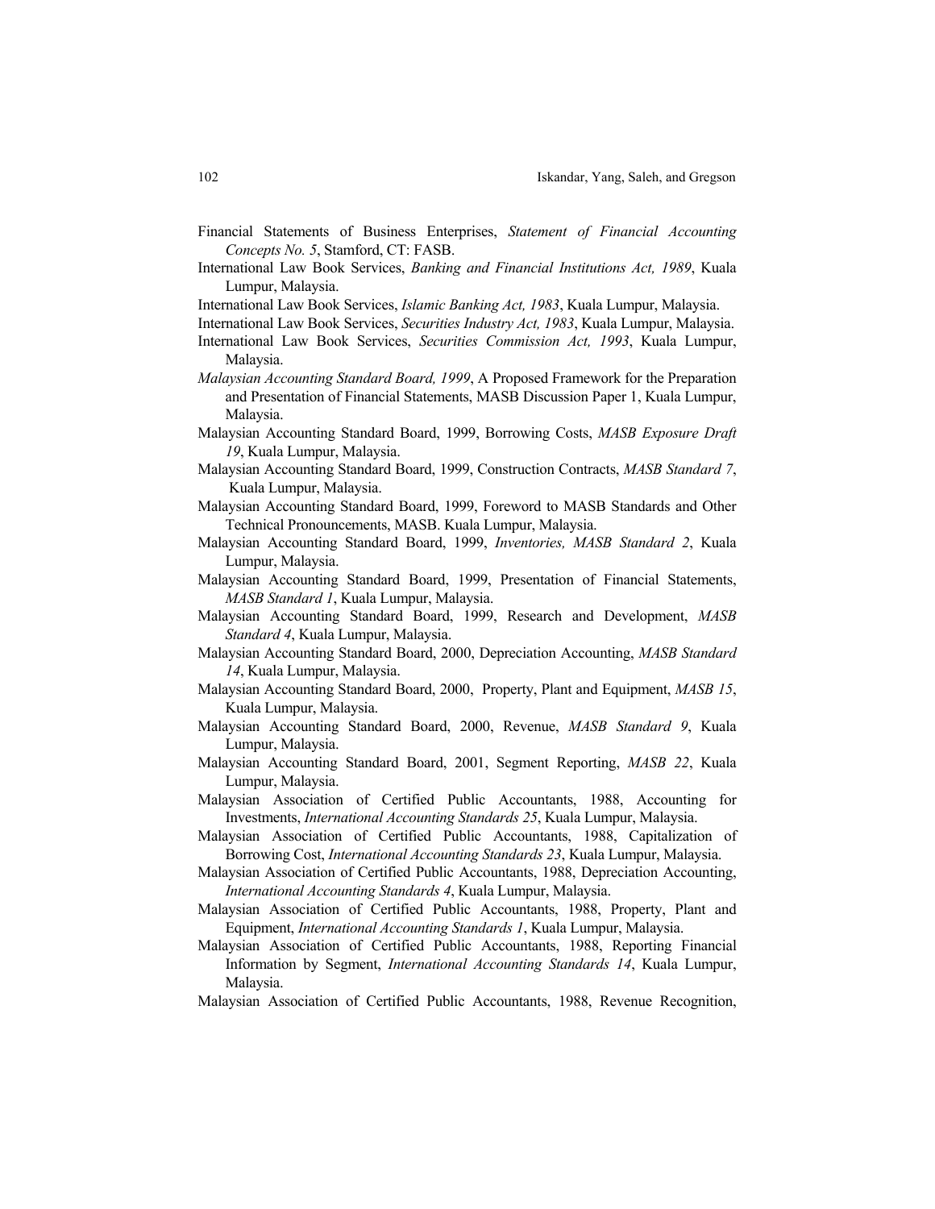Financial Statements of Business Enterprises, *Statement of Financial Accounting Concepts No. 5*, Stamford, CT: FASB.

International Law Book Services, *Banking and Financial Institutions Act, 1989*, Kuala Lumpur, Malaysia.

International Law Book Services, *Islamic Banking Act, 1983*, Kuala Lumpur, Malaysia.

International Law Book Services, *Securities Industry Act, 1983*, Kuala Lumpur, Malaysia.

International Law Book Services, *Securities Commission Act, 1993*, Kuala Lumpur, Malaysia.

*Malaysian Accounting Standard Board, 1999*, A Proposed Framework for the Preparation and Presentation of Financial Statements, MASB Discussion Paper 1, Kuala Lumpur, Malaysia.

Malaysian Accounting Standard Board, 1999, Borrowing Costs, *MASB Exposure Draft 19*, Kuala Lumpur, Malaysia.

Malaysian Accounting Standard Board, 1999, Construction Contracts, *MASB Standard 7*, Kuala Lumpur, Malaysia.

Malaysian Accounting Standard Board, 1999, Foreword to MASB Standards and Other Technical Pronouncements, MASB. Kuala Lumpur, Malaysia.

Malaysian Accounting Standard Board, 1999, *Inventories, MASB Standard 2*, Kuala Lumpur, Malaysia.

Malaysian Accounting Standard Board, 1999, Presentation of Financial Statements, *MASB Standard 1*, Kuala Lumpur, Malaysia.

Malaysian Accounting Standard Board, 1999, Research and Development, *MASB Standard 4*, Kuala Lumpur, Malaysia.

Malaysian Accounting Standard Board, 2000, Depreciation Accounting, *MASB Standard 14*, Kuala Lumpur, Malaysia.

Malaysian Accounting Standard Board, 2000, Property, Plant and Equipment, *MASB 15*, Kuala Lumpur, Malaysia.

Malaysian Accounting Standard Board, 2000, Revenue, *MASB Standard 9*, Kuala Lumpur, Malaysia.

Malaysian Accounting Standard Board, 2001, Segment Reporting, *MASB 22*, Kuala Lumpur, Malaysia.

Malaysian Association of Certified Public Accountants, 1988, Accounting for Investments, *International Accounting Standards 25*, Kuala Lumpur, Malaysia.

Malaysian Association of Certified Public Accountants, 1988, Capitalization of Borrowing Cost, *International Accounting Standards 23*, Kuala Lumpur, Malaysia.

Malaysian Association of Certified Public Accountants, 1988, Depreciation Accounting, *International Accounting Standards 4*, Kuala Lumpur, Malaysia.

Malaysian Association of Certified Public Accountants, 1988, Property, Plant and Equipment, *International Accounting Standards 1*, Kuala Lumpur, Malaysia.

Malaysian Association of Certified Public Accountants, 1988, Reporting Financial Information by Segment, *International Accounting Standards 14*, Kuala Lumpur, Malaysia.

Malaysian Association of Certified Public Accountants, 1988, Revenue Recognition,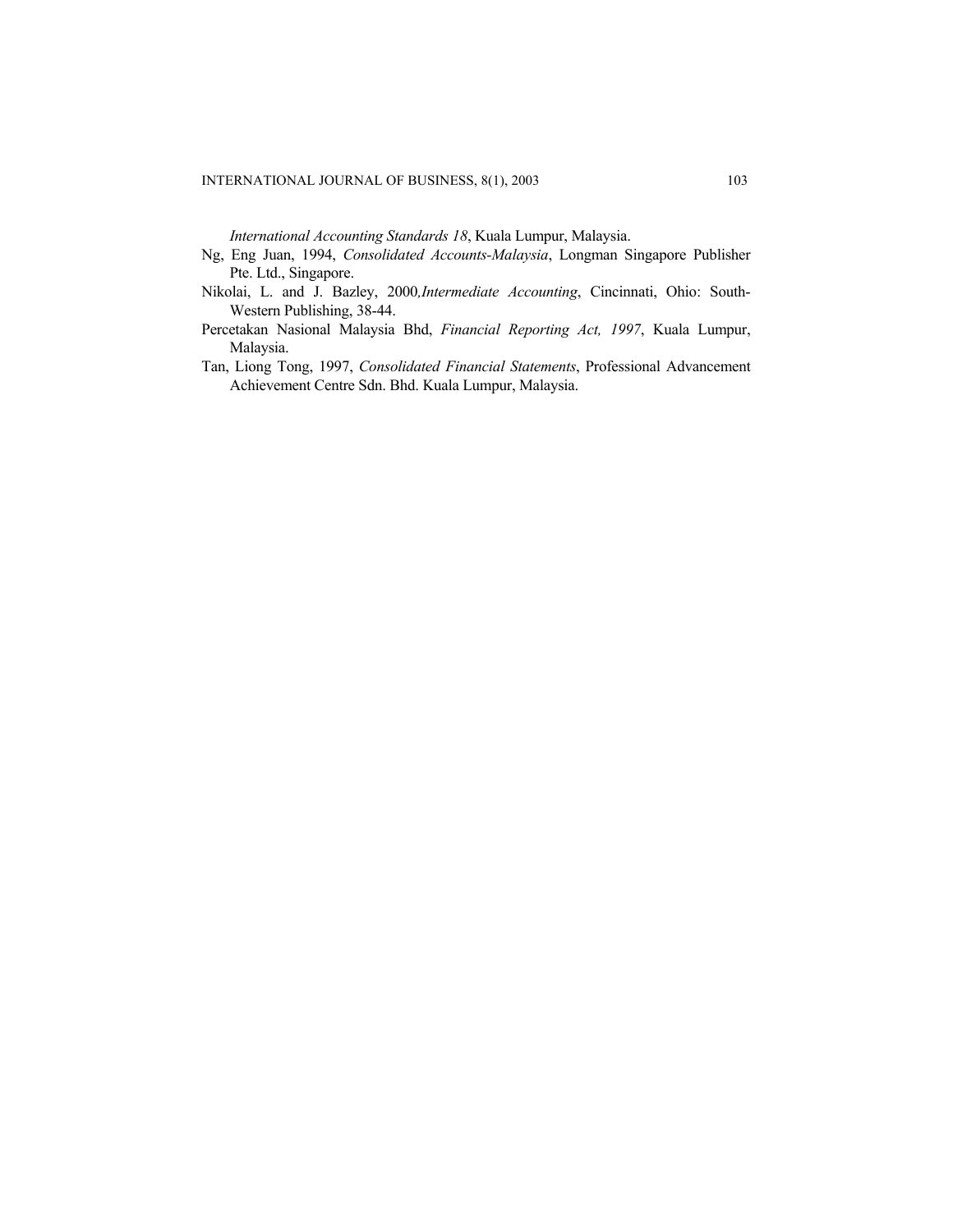*International Accounting Standards 18*, Kuala Lumpur, Malaysia.

Ng, Eng Juan, 1994, *Consolidated Accounts-Malaysia*, Longman Singapore Publisher Pte. Ltd., Singapore.

Nikolai, L. and J. Bazley, 2000,*Intermediate Accounting*, Cincinnati, Ohio: South-Western Publishing, 38-44.

Percetakan Nasional Malaysia Bhd, *Financial Reporting Act, 1997*, Kuala Lumpur, Malaysia.

Tan, Liong Tong, 1997, *Consolidated Financial Statements*, Professional Advancement Achievement Centre Sdn. Bhd. Kuala Lumpur, Malaysia.